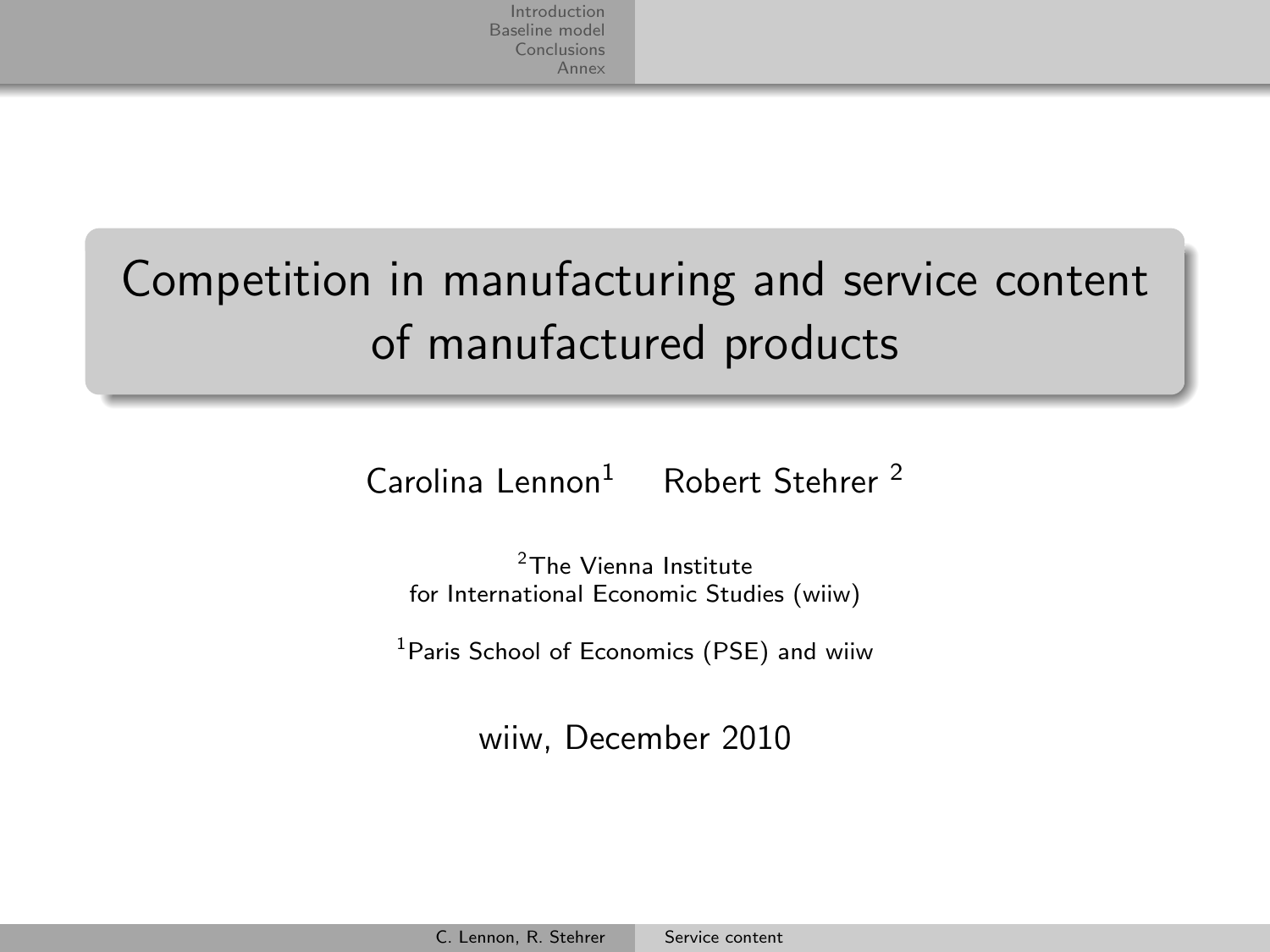# Competition in manufacturing and service content of manufactured products

Carolina Lennon[1] Robert Stehrer[2]

[2]The Vienna Institute for International Economic Studies (wiiw)

[1]Paris School of Economics (PSE) and wiiw

wiiw, December 2010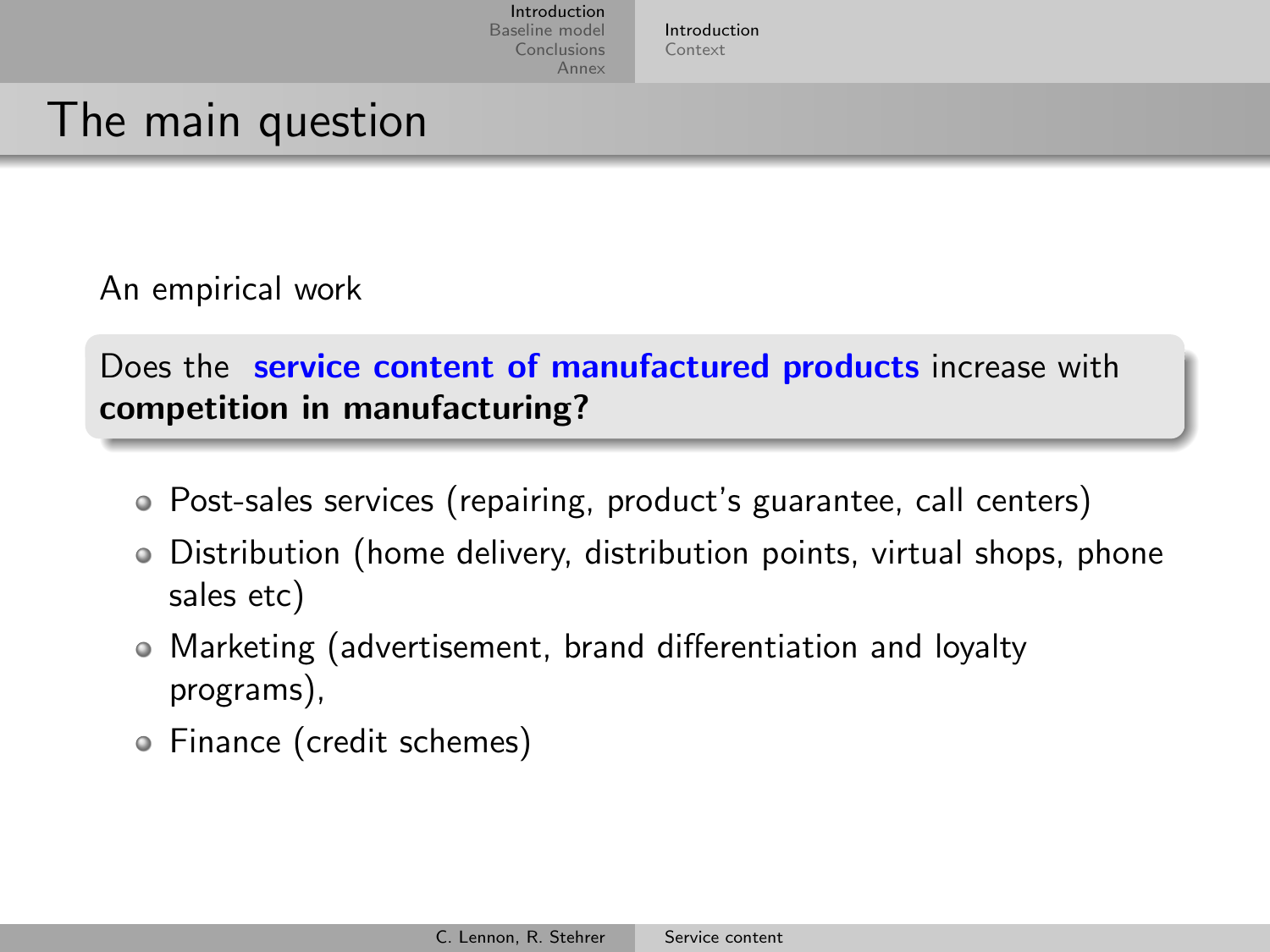# The main question

An empirical work

> Does the **service content of manufactured products** increase with **competition in manufacturing?**

- Post-sales services (repairing, product's guarantee, call centers)
- Distribution (home delivery, distribution points, virtual shops, phone sales etc)
- Marketing (advertisement, brand differentiation and loyalty programs),
- Finance (credit schemes)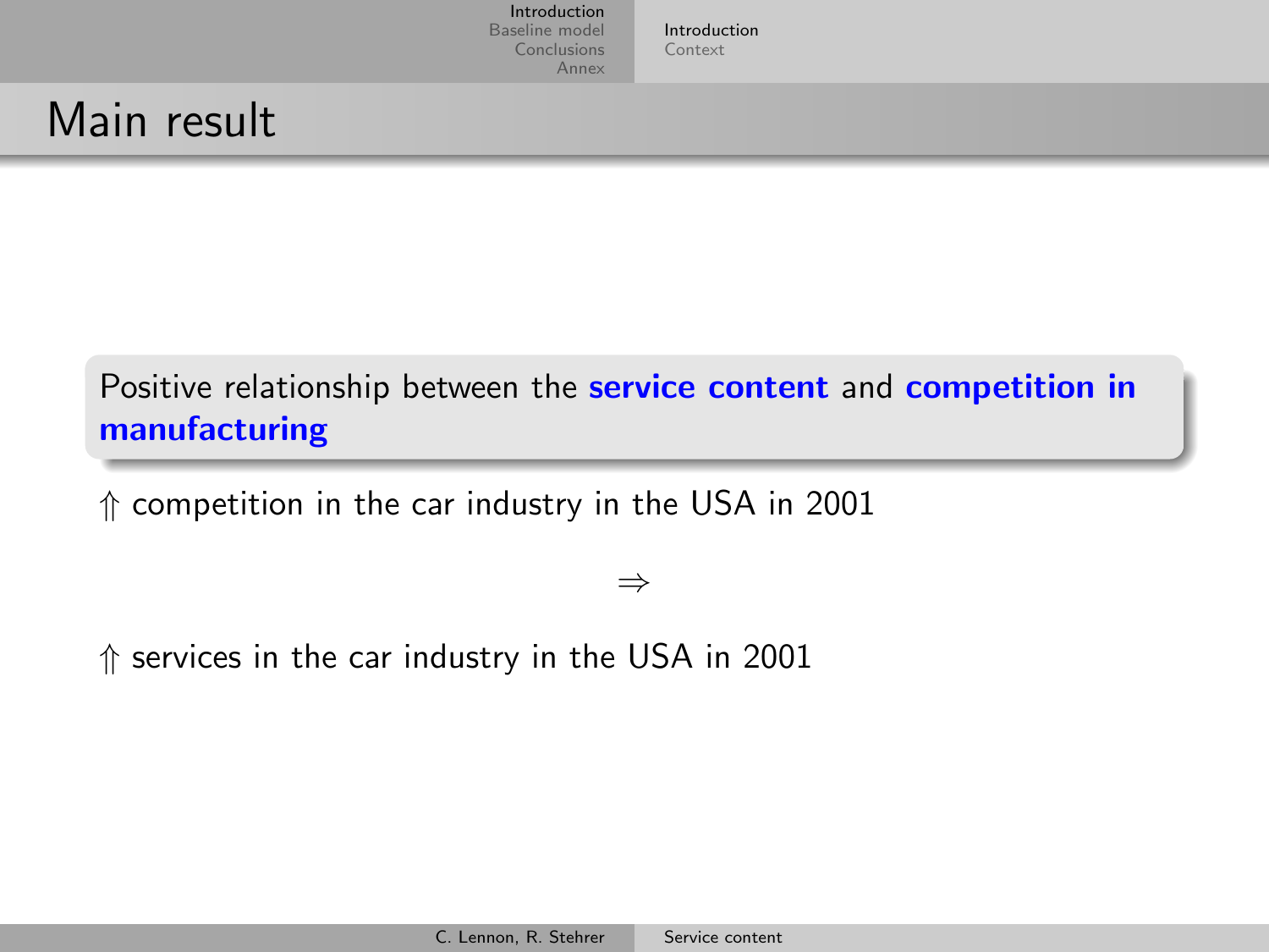# Main result

Positive relationship between the **service content** and **competition in manufacturing**

$\Uparrow$ competition in the car industry in the USA in 2001

$$\Rightarrow$$

$\Uparrow$ services in the car industry in the USA in 2001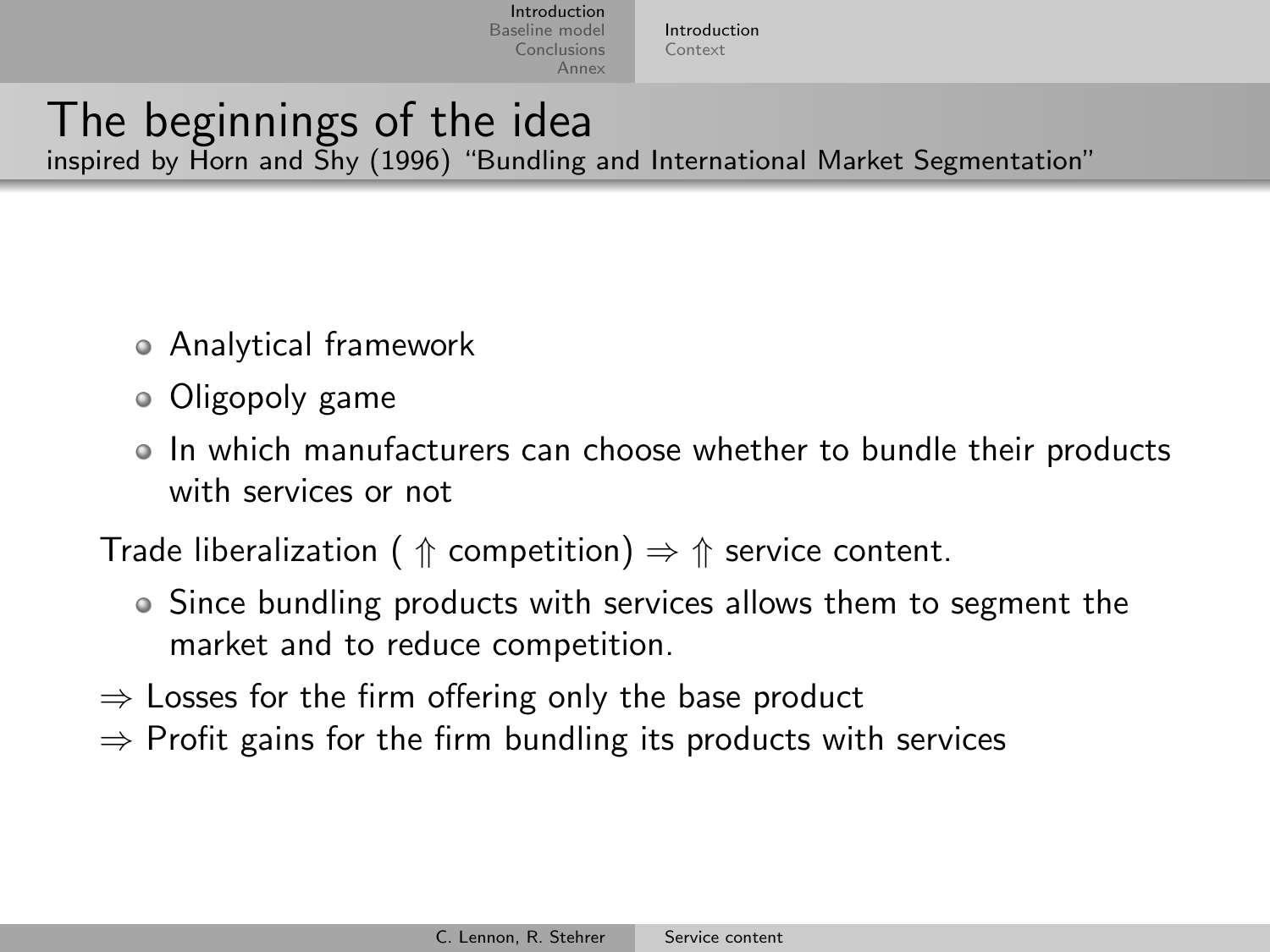# The beginnings of the idea

inspired by Horn and Shy (1996) "Bundling and International Market Segmentation"

- Analytical framework
- Oligopoly game
- In which manufacturers can choose whether to bundle their products with services or not

Trade liberalization ( $\Uparrow$ competition) $\Rightarrow$ $\Uparrow$ service content.

- Since bundling products with services allows them to segment the market and to reduce competition.

$\Rightarrow$ Losses for the firm offering only the base product

$\Rightarrow$ Profit gains for the firm bundling its products with services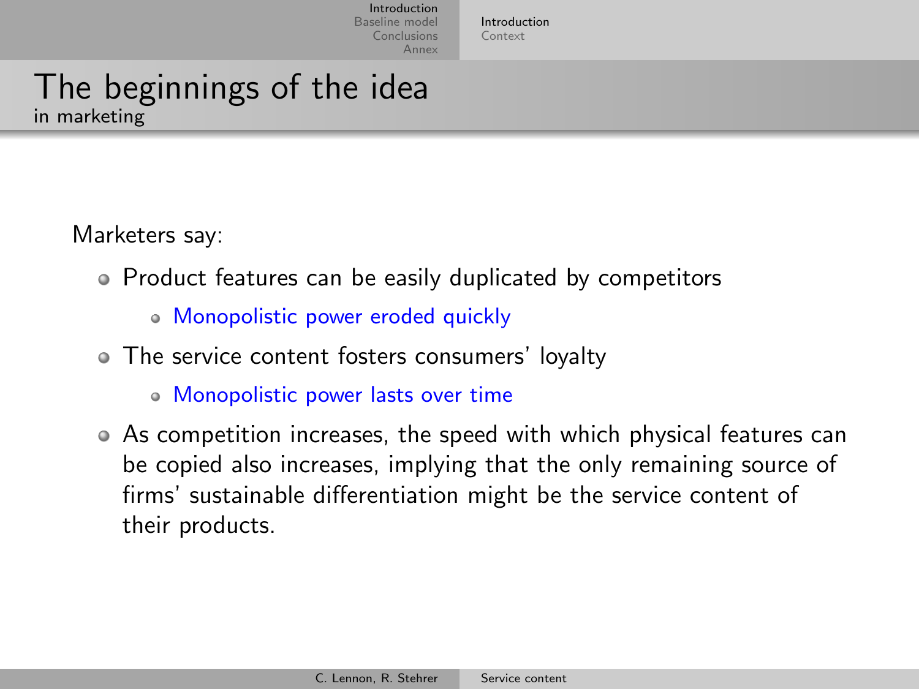# The beginnings of the idea

## in marketing

Marketers say:

- Product features can be easily duplicated by competitors
  - Monopolistic power eroded quickly
- The service content fosters consumers' loyalty
  - Monopolistic power lasts over time
- As competition increases, the speed with which physical features can be copied also increases, implying that the only remaining source of firms' sustainable differentiation might be the service content of their products.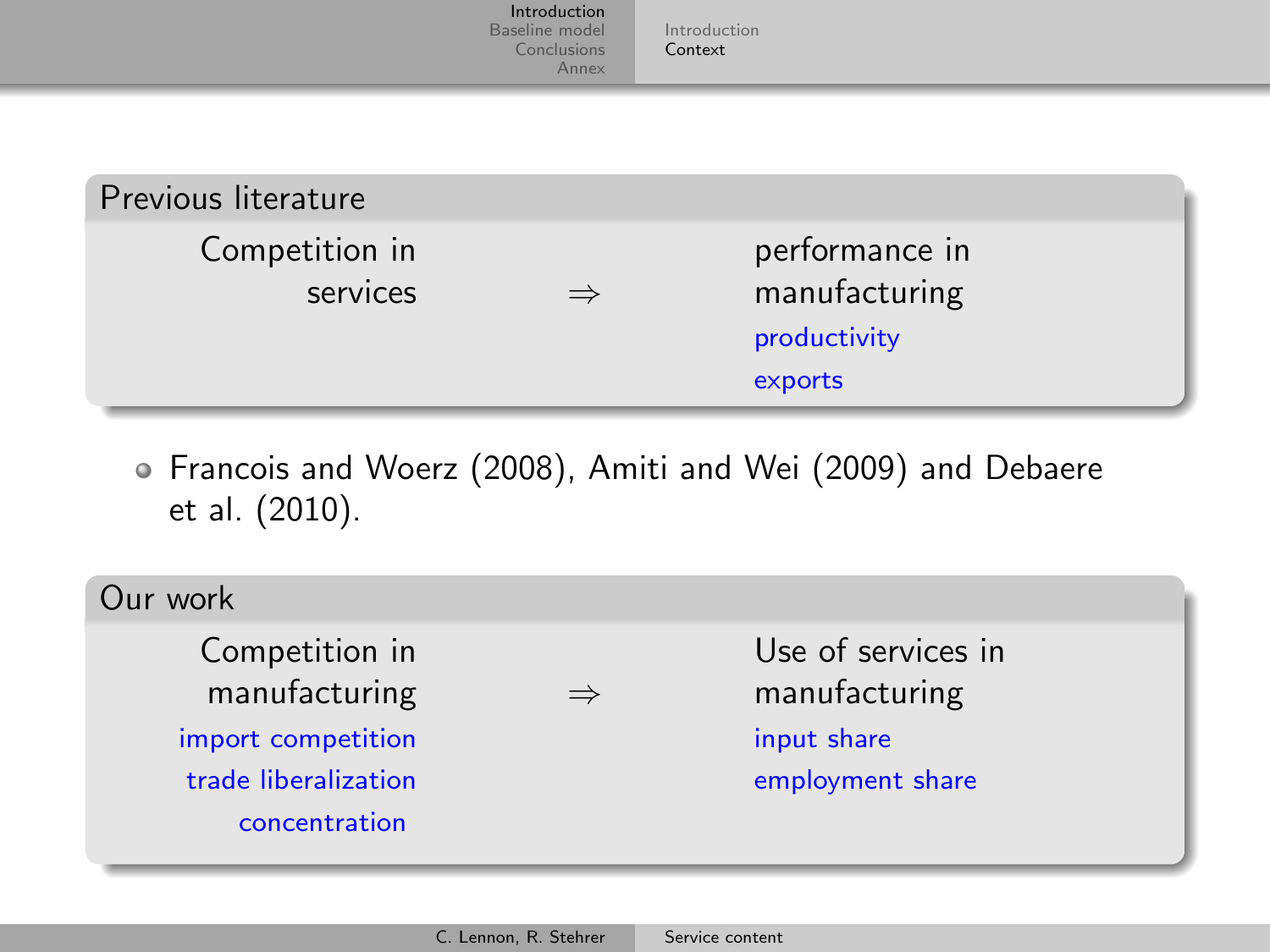## Previous literature

Competition in services ⇒ performance in manufacturing

- productivity
- exports

- Francois and Woerz (2008), Amiti and Wei (2009) and Debaere et al. (2010).

## Our work

Competition in manufacturing ⇒ Use of services in manufacturing

Competition in manufacturing:

- import competition
- trade liberalization
- concentration

Use of services in manufacturing:

- input share
- employment share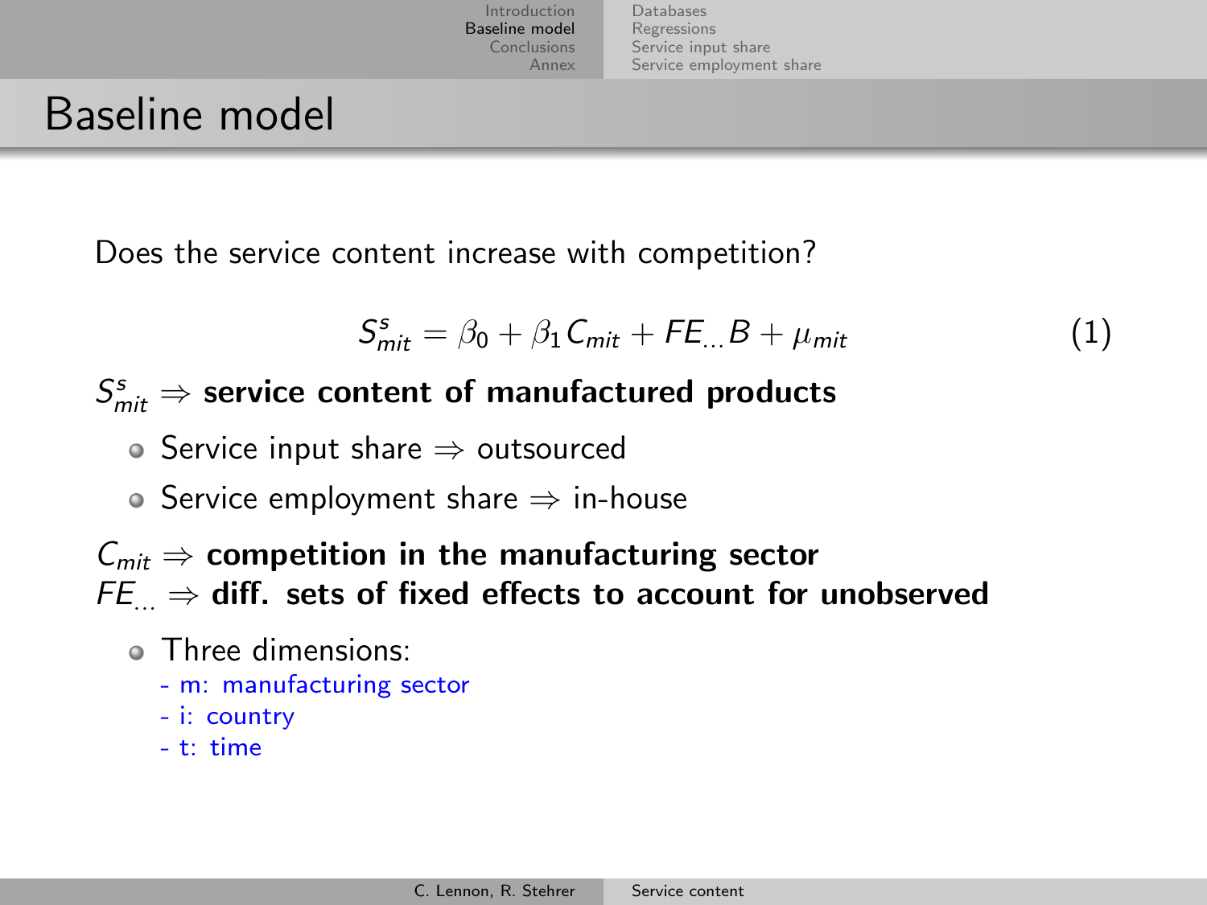# Baseline model

Does the service content increase with competition?

$$S^s_{mit} = \beta_0 + \beta_1 C_{mit} + FE_{...}B + \mu_{mit} \tag{1}$$

$S^s_{mit}$ ⇒ **service content of manufactured products**

- Service input share ⇒ outsourced
- Service employment share ⇒ in-house

$C_{mit}$ ⇒ **competition in the manufacturing sector**

$FE_{...}$ ⇒ **diff. sets of fixed effects to account for unobserved**

- Three dimensions:
  - m: manufacturing sector
  - i: country
  - t: time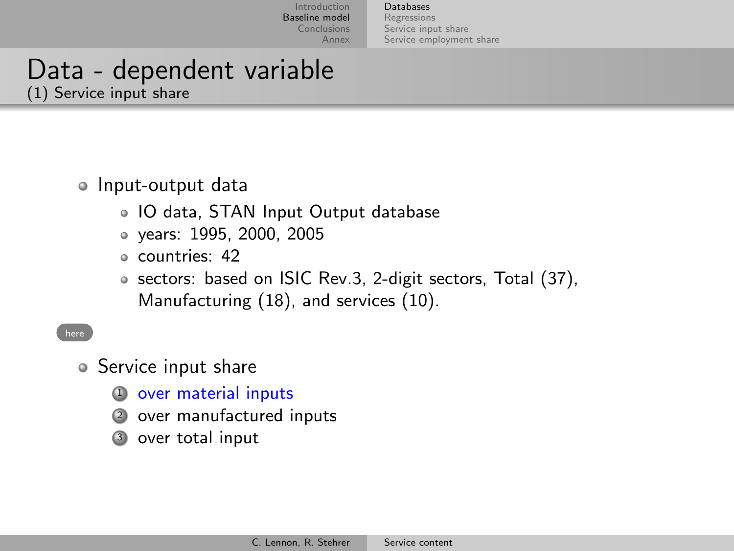# Data - dependent variable

## (1) Service input share

- Input-output data
  - IO data, STAN Input Output database
  - years: 1995, 2000, 2005
  - countries: 42
  - sectors: based on ISIC Rev.3, 2-digit sectors, Total (37), Manufacturing (18), and services (10).

here

- Service input share
  1. over material inputs
  2. over manufactured inputs
  3. over total input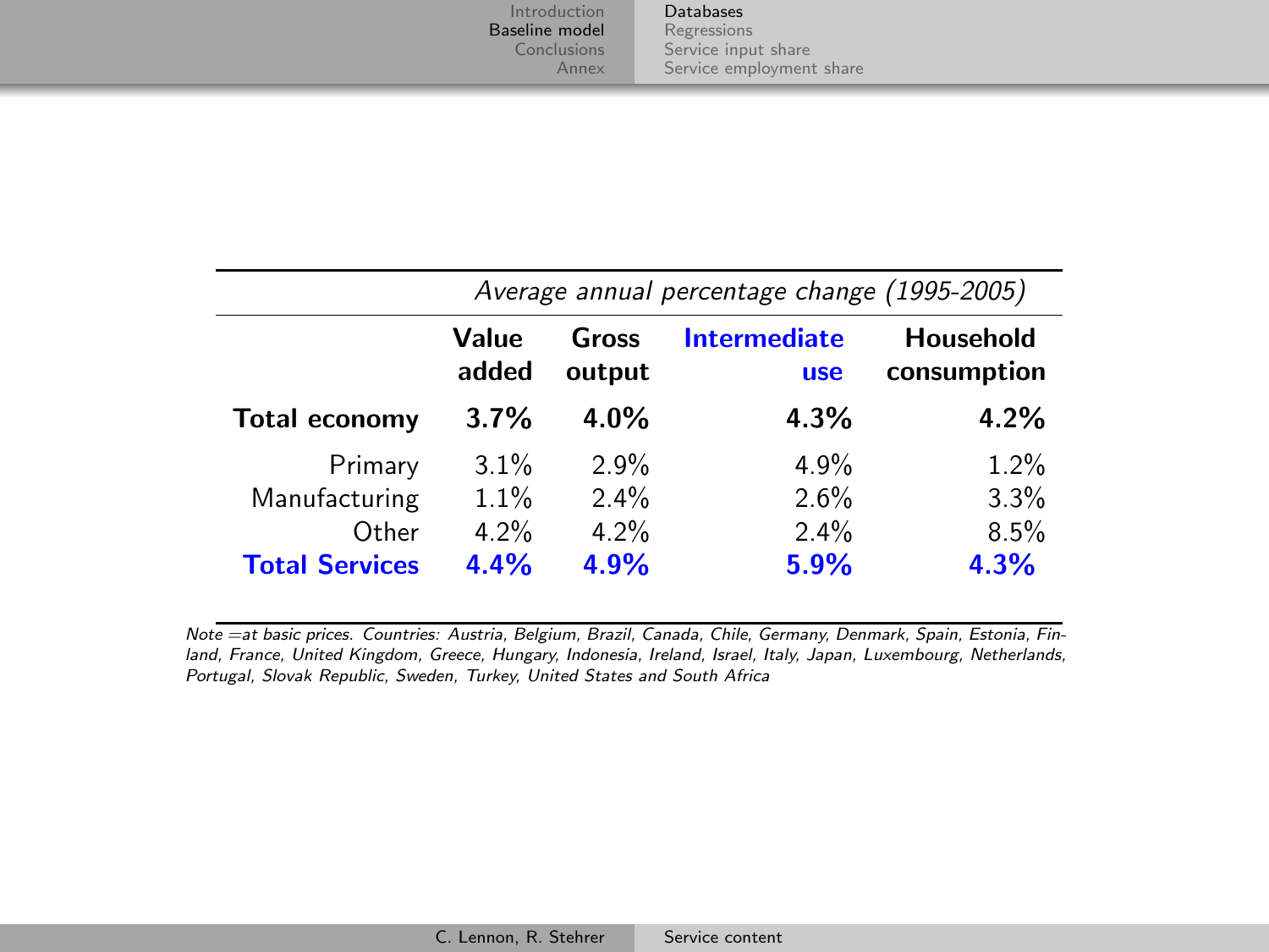| | *Average annual percentage change (1995-2005)* | | | |
|---|---|---|---|---|
| | **Value added** | **Gross output** | **Intermediate use** | **Household consumption** |
| **Total economy** | **3.7%** | **4.0%** | **4.3%** | **4.2%** |
| Primary | 3.1% | 2.9% | 4.9% | 1.2% |
| Manufacturing | 1.1% | 2.4% | 2.6% | 3.3% |
| Other | 4.2% | 4.2% | 2.4% | 8.5% |
| **Total Services** | **4.4%** | **4.9%** | **5.9%** | **4.3%** |

*Note =at basic prices. Countries: Austria, Belgium, Brazil, Canada, Chile, Germany, Denmark, Spain, Estonia, Finland, France, United Kingdom, Greece, Hungary, Indonesia, Ireland, Israel, Italy, Japan, Luxembourg, Netherlands, Portugal, Slovak Republic, Sweden, Turkey, United States and South Africa*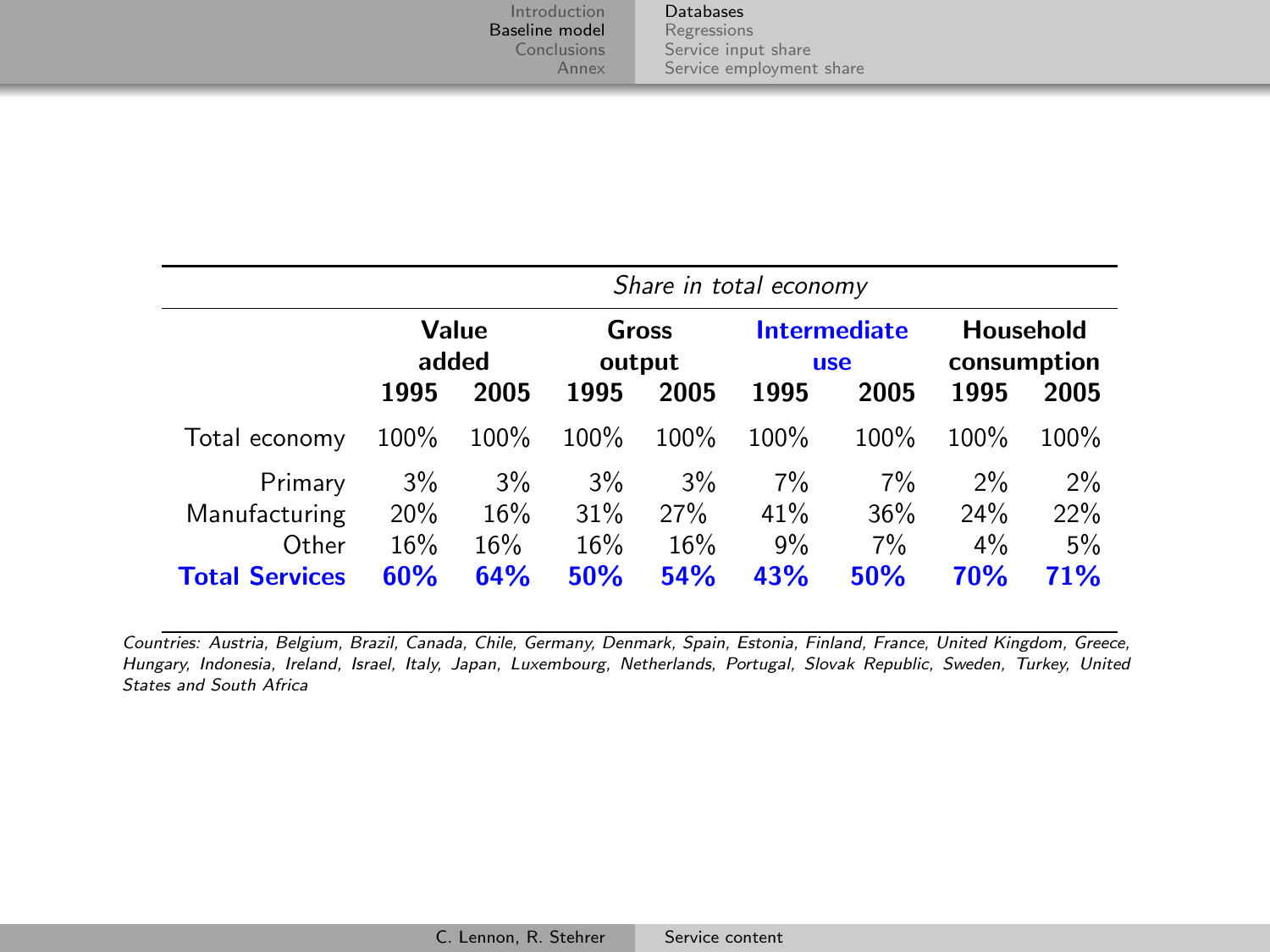| | *Share in total economy* | | | | | | | |
|---|---|---|---|---|---|---|---|---|
| | **Value added** | | **Gross output** | | **Intermediate use** | | **Household consumption** | |
| | **1995** | **2005** | **1995** | **2005** | **1995** | **2005** | **1995** | **2005** |
| Total economy | 100% | 100% | 100% | 100% | 100% | 100% | 100% | 100% |
| Primary | 3% | 3% | 3% | 3% | 7% | 7% | 2% | 2% |
| Manufacturing | 20% | 16% | 31% | 27% | 41% | 36% | 24% | 22% |
| Other | 16% | 16% | 16% | 16% | 9% | 7% | 4% | 5% |
| **Total Services** | **60%** | **64%** | **50%** | **54%** | **43%** | **50%** | **70%** | **71%** |

*Countries: Austria, Belgium, Brazil, Canada, Chile, Germany, Denmark, Spain, Estonia, Finland, France, United Kingdom, Greece, Hungary, Indonesia, Ireland, Israel, Italy, Japan, Luxembourg, Netherlands, Portugal, Slovak Republic, Sweden, Turkey, United States and South Africa*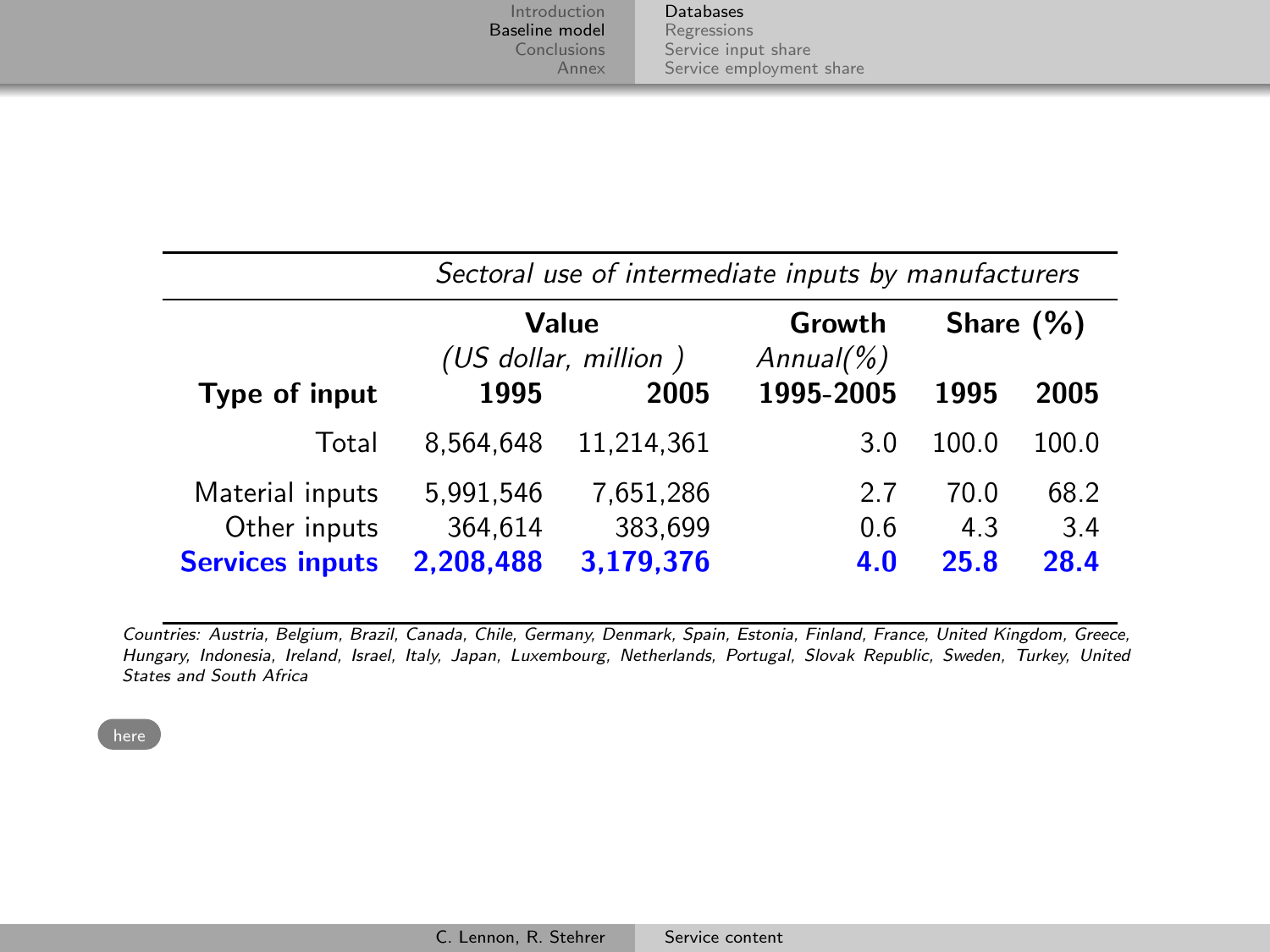| | *Sectoral use of intermediate inputs by manufacturers* | | | | |
|---|---|---|---|---|---|
| | **Value** *(US dollar, million )* | | **Growth** *Annual(%)* | **Share (%)** | |
| **Type of input** | **1995** | **2005** | **1995-2005** | **1995** | **2005** |
| Total | 8,564,648 | 11,214,361 | 3.0 | 100.0 | 100.0 |
| Material inputs | 5,991,546 | 7,651,286 | 2.7 | 70.0 | 68.2 |
| Other inputs | 364,614 | 383,699 | 0.6 | 4.3 | 3.4 |
| **Services inputs** | **2,208,488** | **3,179,376** | **4.0** | **25.8** | **28.4** |

*Countries: Austria, Belgium, Brazil, Canada, Chile, Germany, Denmark, Spain, Estonia, Finland, France, United Kingdom, Greece, Hungary, Indonesia, Ireland, Israel, Italy, Japan, Luxembourg, Netherlands, Portugal, Slovak Republic, Sweden, Turkey, United States and South Africa*

here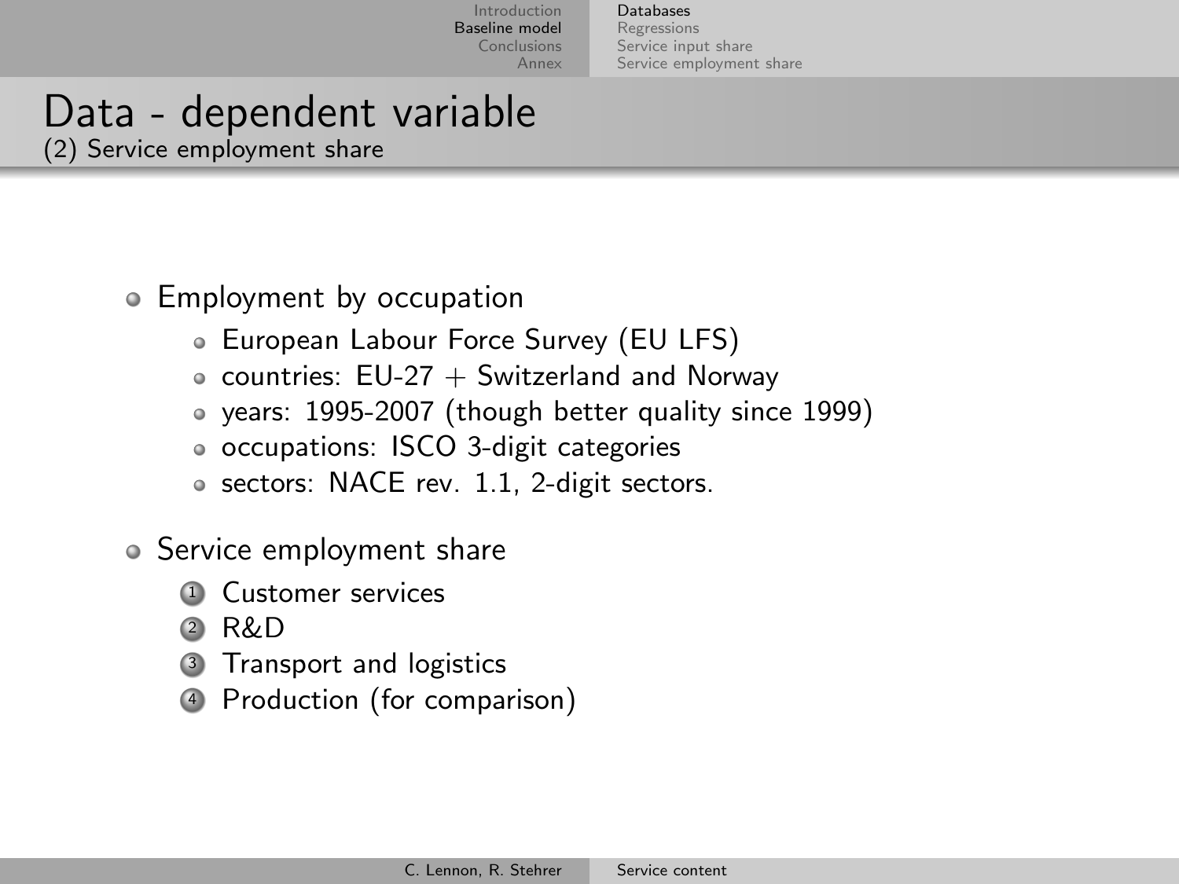# Data - dependent variable

## (2) Service employment share

- Employment by occupation
  - European Labour Force Survey (EU LFS)
  - countries: EU-27 + Switzerland and Norway
  - years: 1995-2007 (though better quality since 1999)
  - occupations: ISCO 3-digit categories
  - sectors: NACE rev. 1.1, 2-digit sectors.
- Service employment share
  1. Customer services
  2. R&D
  3. Transport and logistics
  4. Production (for comparison)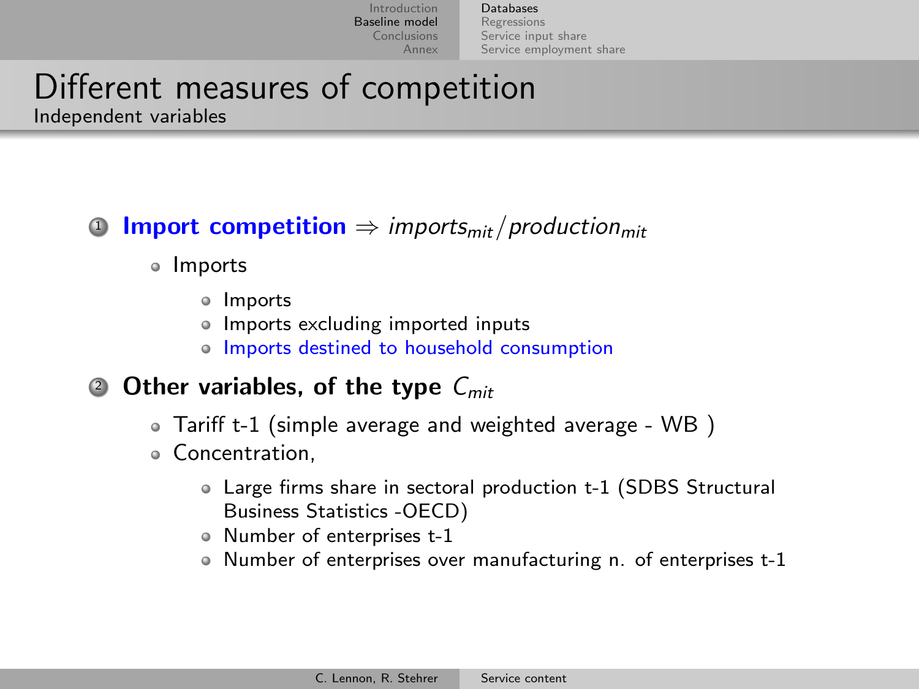# Different measures of competition

## Independent variables

1. **Import competition** $\Rightarrow$ $imports_{mit}/production_{mit}$
   - Imports
     - Imports
     - Imports excluding imported inputs
     - Imports destined to household consumption
2. **Other variables, of the type** $C_{mit}$
   - Tariff t-1 (simple average and weighted average - WB )
   - Concentration,
     - Large firms share in sectoral production t-1 (SDBS Structural Business Statistics -OECD)
     - Number of enterprises t-1
     - Number of enterprises over manufacturing n. of enterprises t-1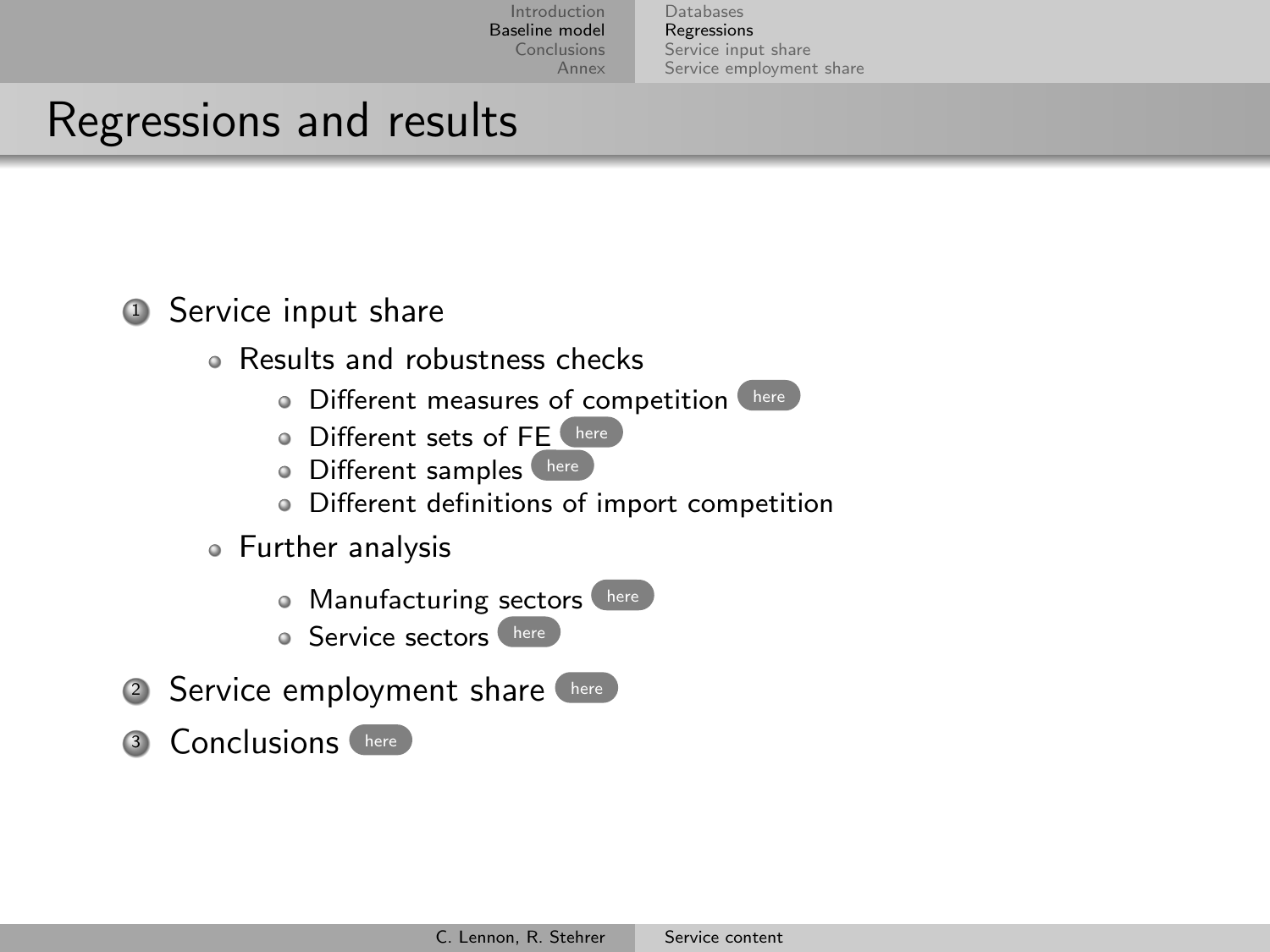# Regressions and results

1. Service input share
   - Results and robustness checks
     - Different measures of competition here
     - Different sets of FE here
     - Different samples here
     - Different definitions of import competition
   - Further analysis
     - Manufacturing sectors here
     - Service sectors here
2. Service employment share here
3. Conclusions here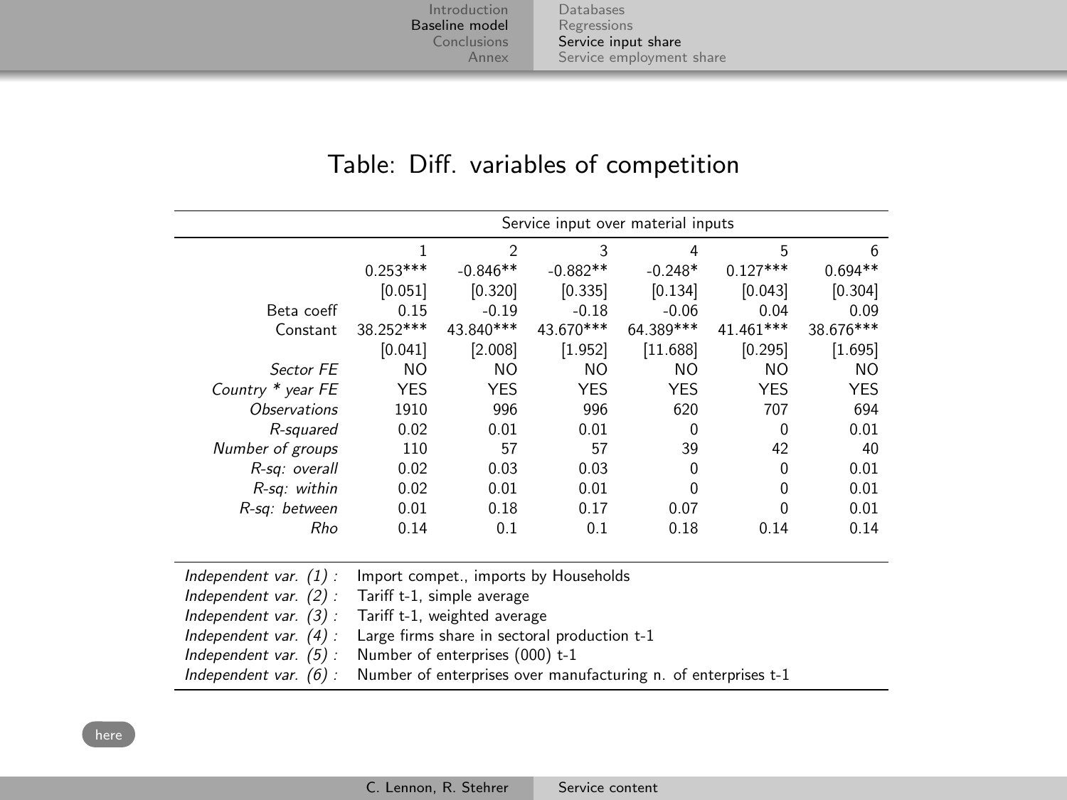Table: Diff. variables of competition

| | Service input over material inputs | | | | | |
|---|---|---|---|---|---|---|
| | 1 | 2 | 3 | 4 | 5 | 6 |
| | 0.253*** | -0.846** | -0.882** | -0.248* | 0.127*** | 0.694** |
| | [0.051] | [0.320] | [0.335] | [0.134] | [0.043] | [0.304] |
| Beta coeff | 0.15 | -0.19 | -0.18 | -0.06 | 0.04 | 0.09 |
| Constant | 38.252*** | 43.840*** | 43.670*** | 64.389*** | 41.461*** | 38.676*** |
| | [0.041] | [2.008] | [1.952] | [11.688] | [0.295] | [1.695] |
| *Sector FE* | NO | NO | NO | NO | NO | NO |
| *Country * year FE* | YES | YES | YES | YES | YES | YES |
| *Observations* | 1910 | 996 | 996 | 620 | 707 | 694 |
| *R-squared* | 0.02 | 0.01 | 0.01 | 0 | 0 | 0.01 |
| *Number of groups* | 110 | 57 | 57 | 39 | 42 | 40 |
| *R-sq: overall* | 0.02 | 0.03 | 0.03 | 0 | 0 | 0.01 |
| *R-sq: within* | 0.02 | 0.01 | 0.01 | 0 | 0 | 0.01 |
| *R-sq: between* | 0.01 | 0.18 | 0.17 | 0.07 | 0 | 0.01 |
| *Rho* | 0.14 | 0.1 | 0.1 | 0.18 | 0.14 | 0.14 |

*Independent var. (1) :* Import compet., imports by Households
*Independent var. (2) :* Tariff t-1, simple average
*Independent var. (3) :* Tariff t-1, weighted average
*Independent var. (4) :* Large firms share in sectoral production t-1
*Independent var. (5) :* Number of enterprises (000) t-1
*Independent var. (6) :* Number of enterprises over manufacturing n. of enterprises t-1

here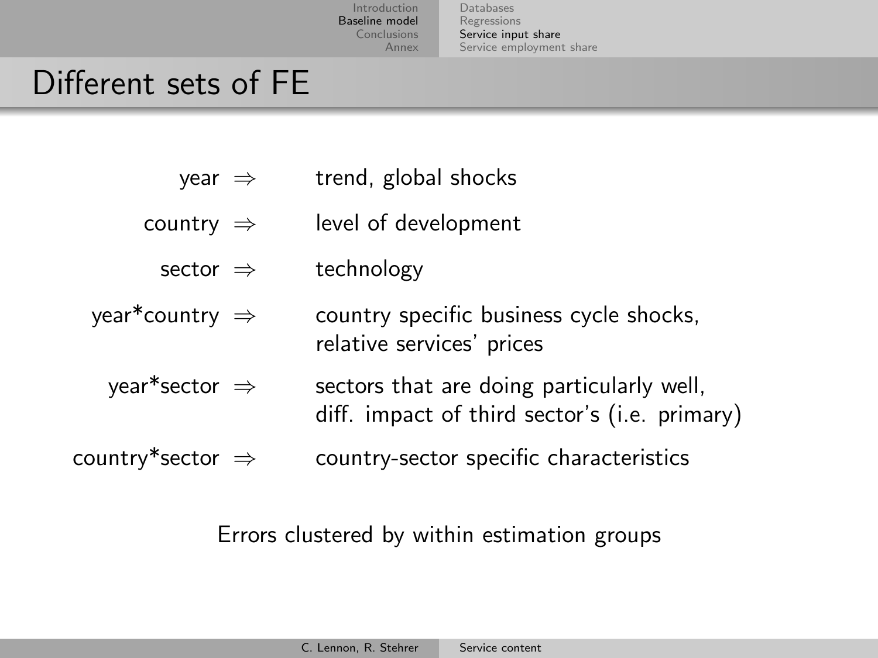# Different sets of FE

| | | |
|---|---|---|
| year | $\Rightarrow$ | trend, global shocks |
| country | $\Rightarrow$ | level of development |
| sector | $\Rightarrow$ | technology |
| year*country | $\Rightarrow$ | country specific business cycle shocks, relative services' prices |
| year*sector | $\Rightarrow$ | sectors that are doing particularly well, diff. impact of third sector's (i.e. primary) |
| country*sector | $\Rightarrow$ | country-sector specific characteristics |

Errors clustered by within estimation groups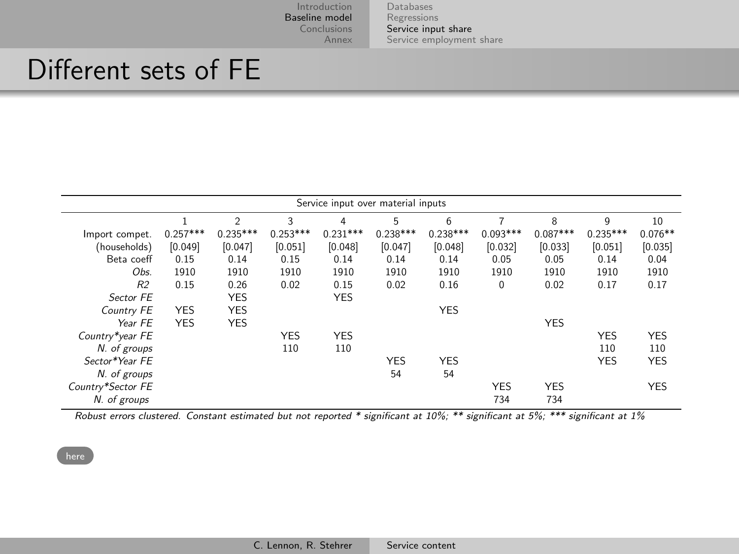# Different sets of FE

| | Service input over material inputs | | | | | | | | | |
|---|---|---|---|---|---|---|---|---|---|---|
| | 1 | 2 | 3 | 4 | 5 | 6 | 7 | 8 | 9 | 10 |
| Import compet. | 0.257*** | 0.235*** | 0.253*** | 0.231*** | 0.238*** | 0.238*** | 0.093*** | 0.087*** | 0.235*** | 0.076** |
| (households) | [0.049] | [0.047] | [0.051] | [0.048] | [0.047] | [0.048] | [0.032] | [0.033] | [0.051] | [0.035] |
| Beta coeff | 0.15 | 0.14 | 0.15 | 0.14 | 0.14 | 0.14 | 0.05 | 0.05 | 0.14 | 0.04 |
| *Obs.* | 1910 | 1910 | 1910 | 1910 | 1910 | 1910 | 1910 | 1910 | 1910 | 1910 |
| *R2* | 0.15 | 0.26 | 0.02 | 0.15 | 0.02 | 0.16 | 0 | 0.02 | 0.17 | 0.17 |
| *Sector FE* | | YES | | YES | | | | | | |
| *Country FE* | YES | YES | | | | YES | | | | |
| *Year FE* | YES | YES | | | | | | YES | | |
| *Country\*year FE* | | | YES | YES | | | | | YES | YES |
| *N. of groups* | | | 110 | 110 | | | | | 110 | 110 |
| *Sector\*Year FE* | | | | | YES | YES | | | YES | YES |
| *N. of groups* | | | | | 54 | 54 | | | | |
| *Country\*Sector FE* | | | | | | | YES | YES | | YES |
| *N. of groups* | | | | | | | 734 | 734 | | |

*Robust errors clustered. Constant estimated but not reported * significant at 10%; ** significant at 5%; *** significant at 1%*

here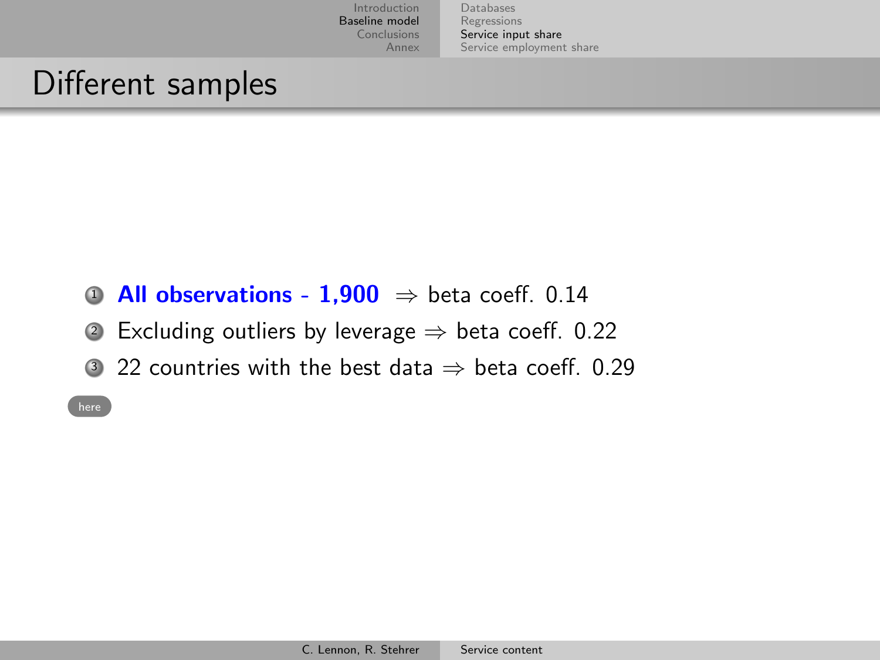# Different samples

1. **All observations - 1,900** $\Rightarrow$ beta coeff. 0.14
2. Excluding outliers by leverage $\Rightarrow$ beta coeff. 0.22
3. 22 countries with the best data $\Rightarrow$ beta coeff. 0.29

here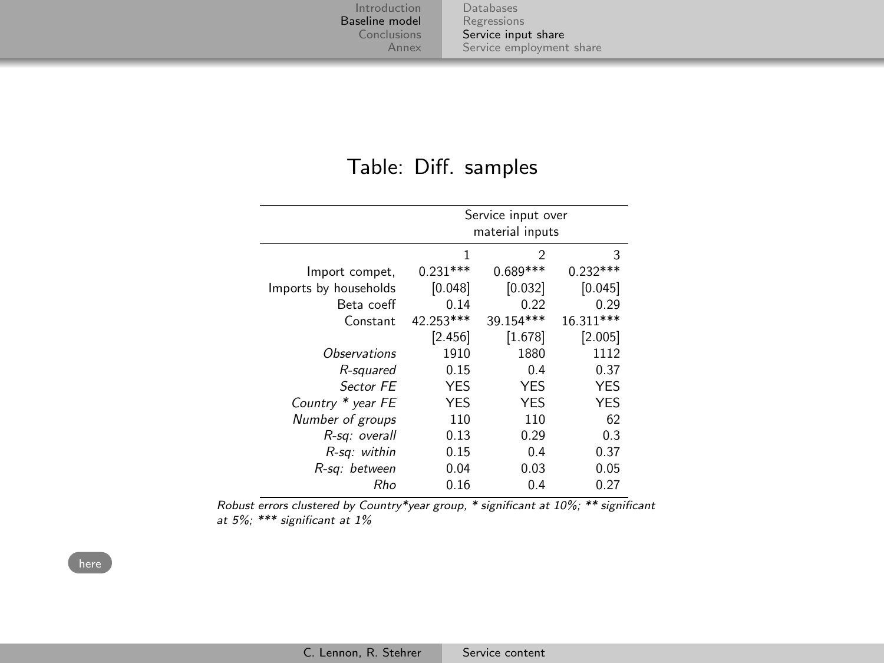## Table: Diff. samples

| | Service input over material inputs | | |
|---|---|---|---|
| | 1 | 2 | 3 |
| Import compet, | 0.231*** | 0.689*** | 0.232*** |
| Imports by households | [0.048] | [0.032] | [0.045] |
| Beta coeff | 0.14 | 0.22 | 0.29 |
| Constant | 42.253*** | 39.154*** | 16.311*** |
| | [2.456] | [1.678] | [2.005] |
| *Observations* | 1910 | 1880 | 1112 |
| *R-squared* | 0.15 | 0.4 | 0.37 |
| *Sector FE* | YES | YES | YES |
| *Country * year FE* | YES | YES | YES |
| *Number of groups* | 110 | 110 | 62 |
| *R-sq: overall* | 0.13 | 0.29 | 0.3 |
| *R-sq: within* | 0.15 | 0.4 | 0.37 |
| *R-sq: between* | 0.04 | 0.03 | 0.05 |
| *Rho* | 0.16 | 0.4 | 0.27 |

*Robust errors clustered by Country*year group, * significant at 10%; ** significant at 5%; *** significant at 1%*

here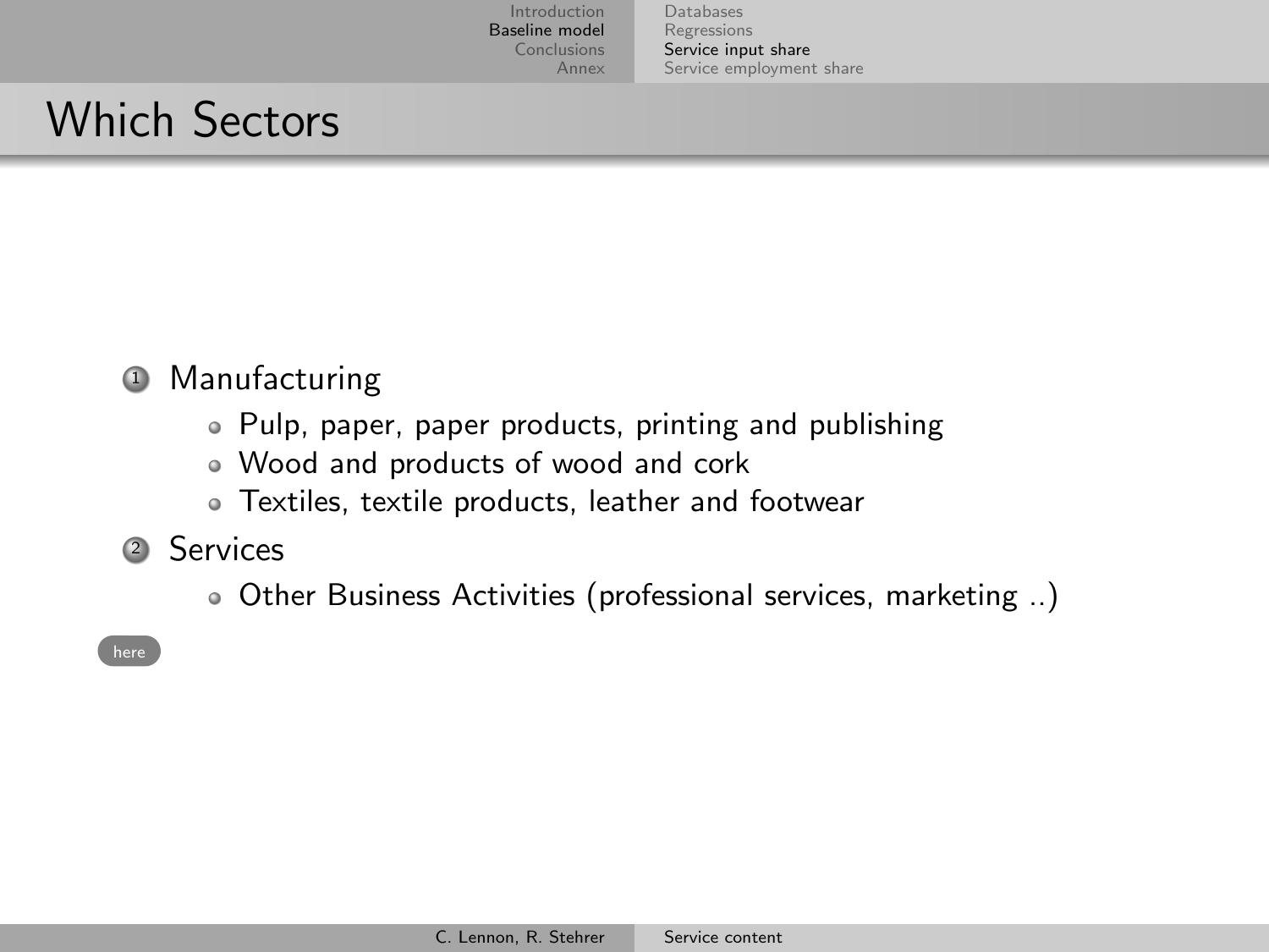# Which Sectors

1. Manufacturing
   - Pulp, paper, paper products, printing and publishing
   - Wood and products of wood and cork
   - Textiles, textile products, leather and footwear
2. Services
   - Other Business Activities (professional services, marketing ..)

here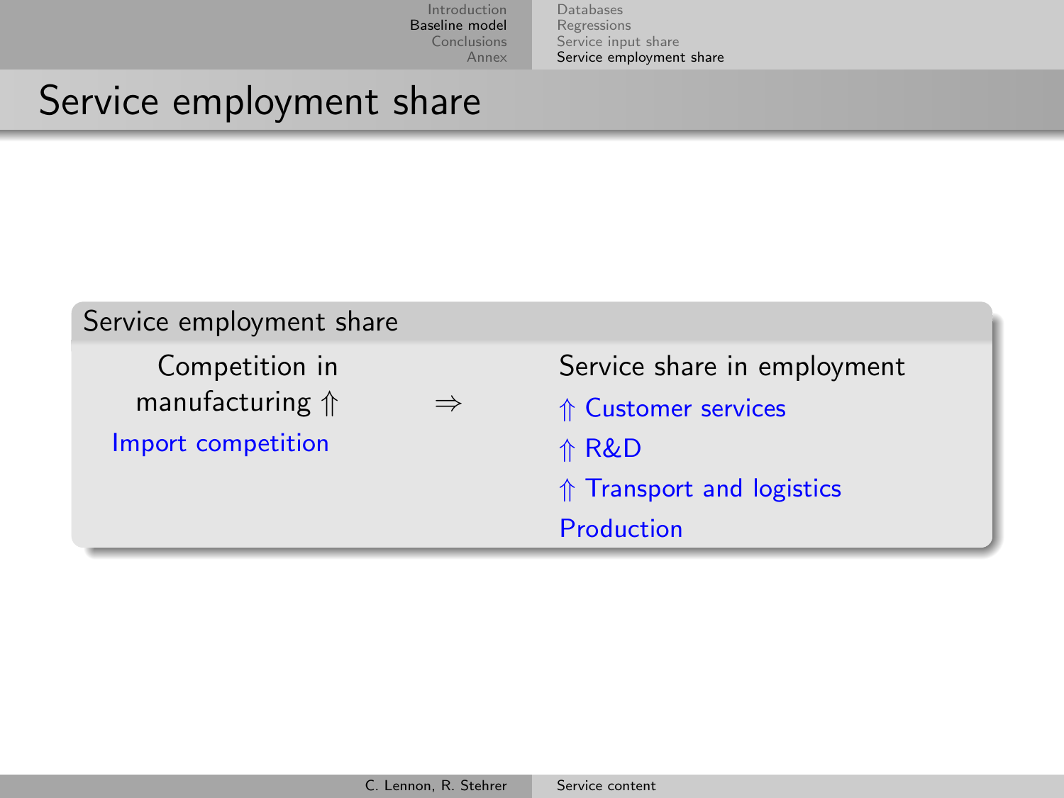# Service employment share

**Service employment share**

| Competition in manufacturing $\Uparrow$ | $\Rightarrow$ | Service share in employment |
|---|---|---|
| Import competition | | $\Uparrow$ Customer services |
| | | $\Uparrow$ R&D |
| | | $\Uparrow$ Transport and logistics |
| | | Production |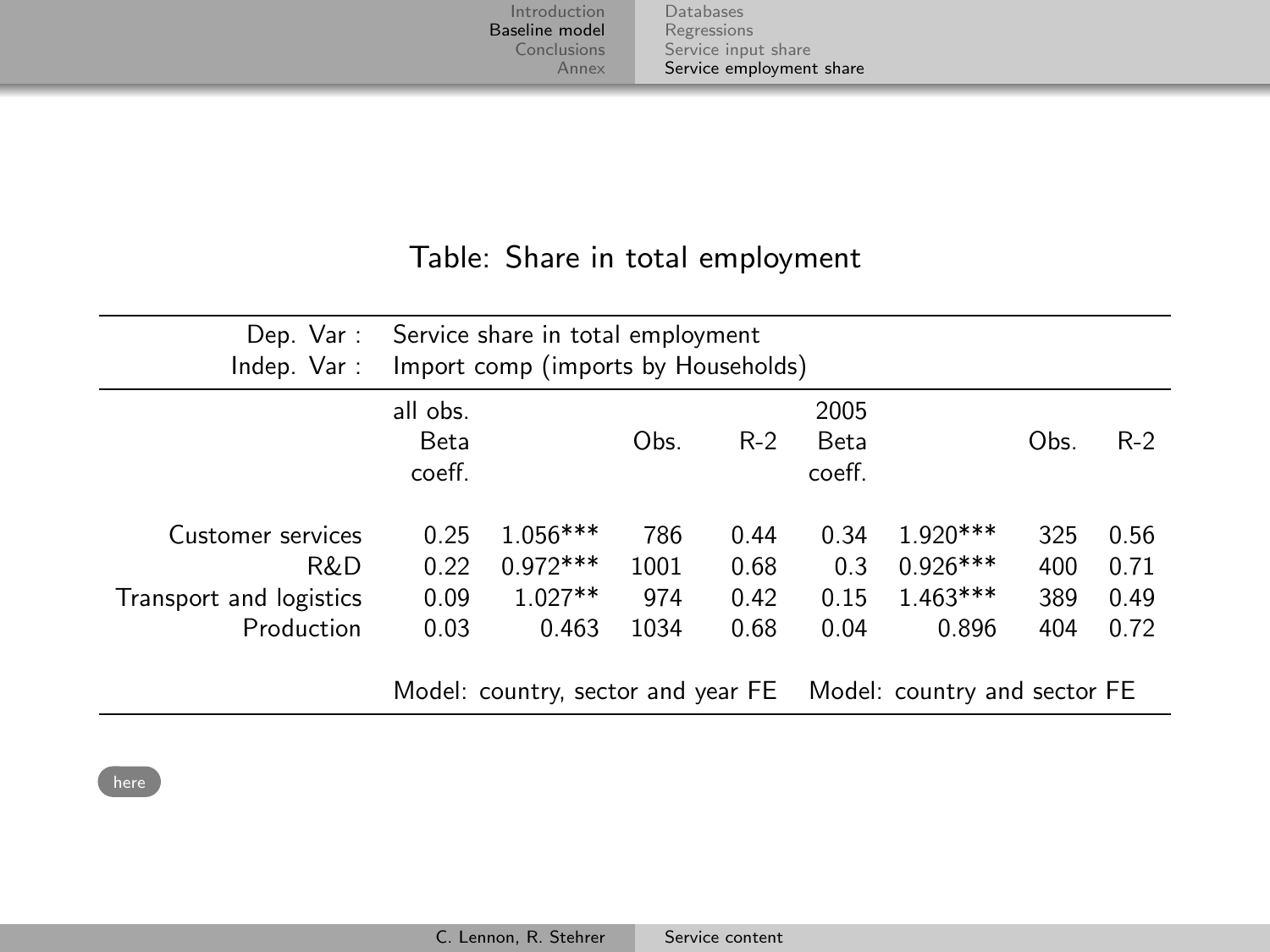Table: Share in total employment

| Dep. Var : | Service share in total employment | | | | | | | |
|---|---|---|---|---|---|---|---|---|
| Indep. Var : | Import comp (imports by Households) | | | | | | | |
| | all obs. Beta coeff. | | Obs. | R-2 | 2005 Beta coeff. | | Obs. | R-2 |
| Customer services | 0.25 | 1.056*** | 786 | 0.44 | 0.34 | 1.920*** | 325 | 0.56 |
| R&D | 0.22 | 0.972*** | 1001 | 0.68 | 0.3 | 0.926*** | 400 | 0.71 |
| Transport and logistics | 0.09 | 1.027** | 974 | 0.42 | 0.15 | 1.463*** | 389 | 0.49 |
| Production | 0.03 | 0.463 | 1034 | 0.68 | 0.04 | 0.896 | 404 | 0.72 |
| | Model: country, sector and year FE | | | | Model: country and sector FE | | | |

here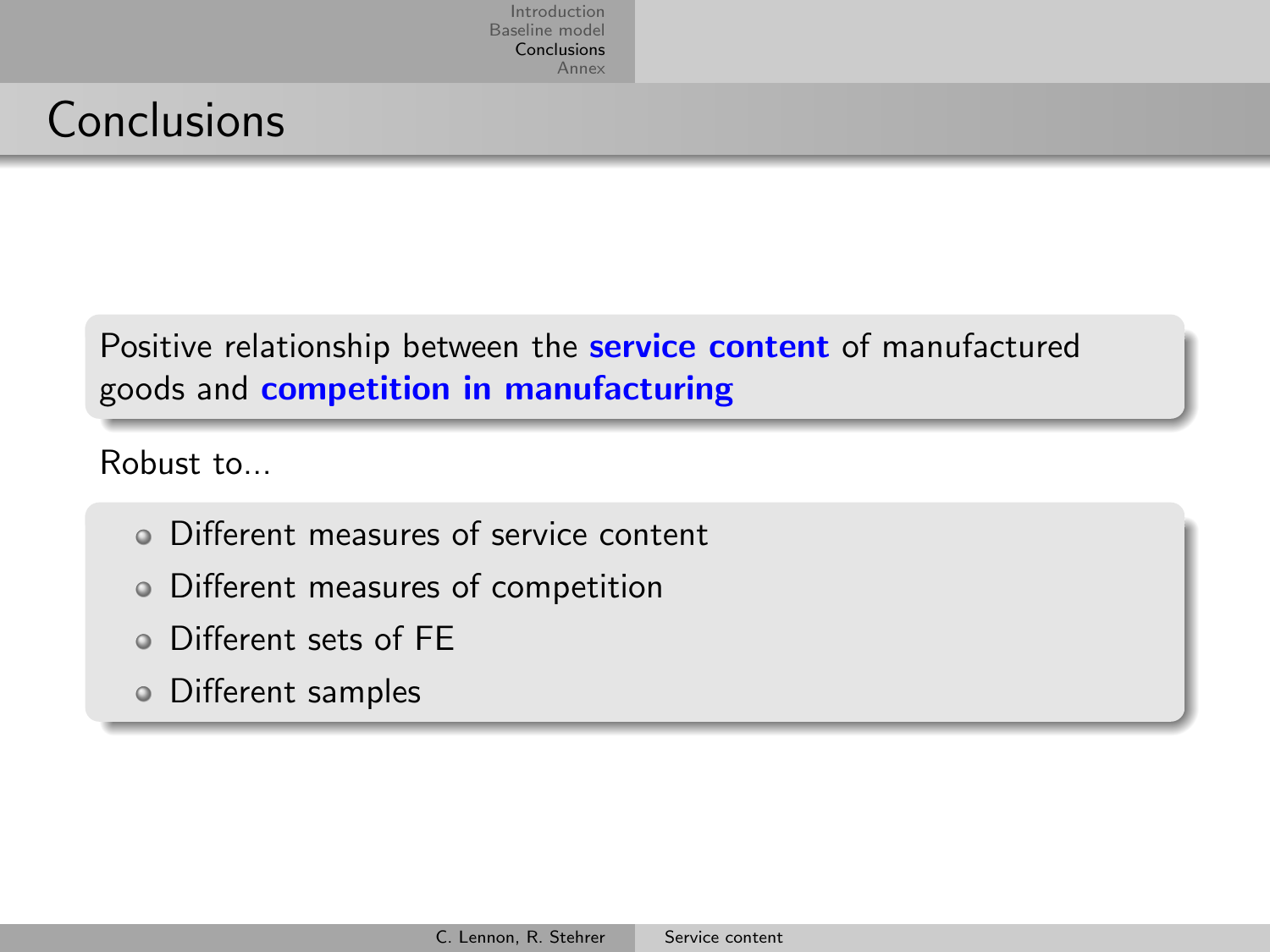# Conclusions

Positive relationship between the **service content** of manufactured goods and **competition in manufacturing**

Robust to...

- Different measures of service content
- Different measures of competition
- Different sets of FE
- Different samples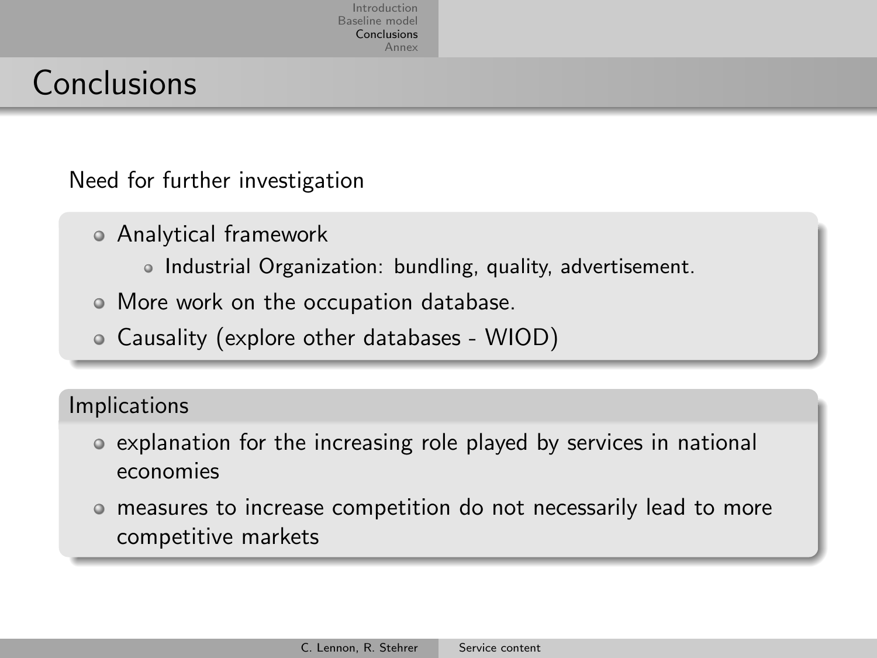# Conclusions

Need for further investigation

- Analytical framework
  - Industrial Organization: bundling, quality, advertisement.
- More work on the occupation database.
- Causality (explore other databases - WIOD)

### Implications

- explanation for the increasing role played by services in national economies
- measures to increase competition do not necessarily lead to more competitive markets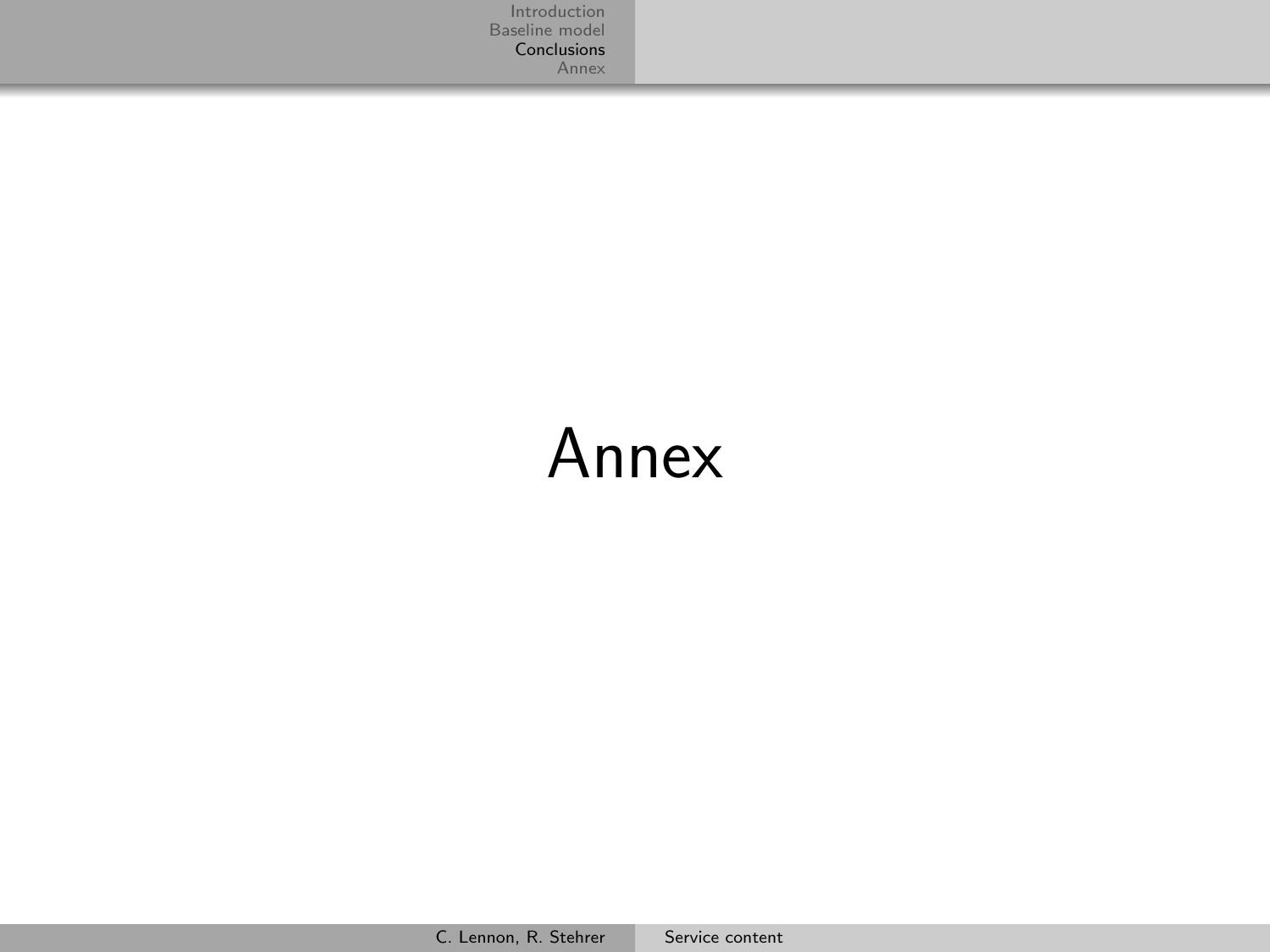# Annex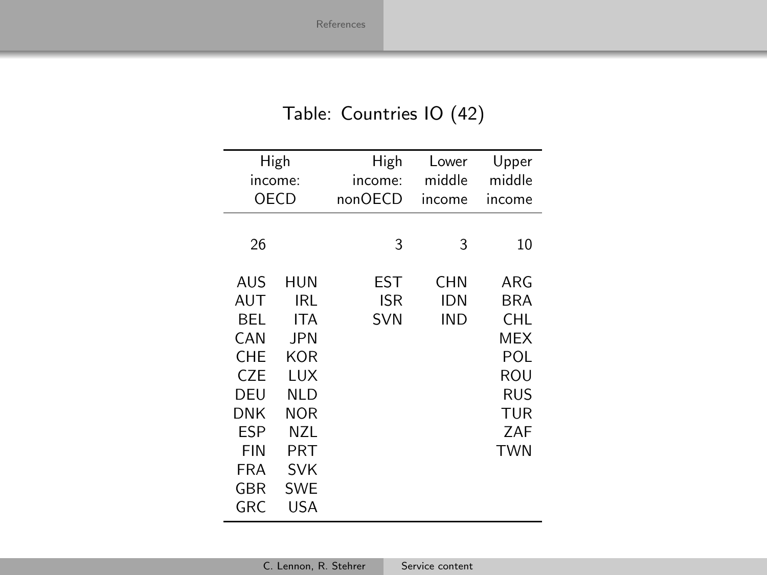Table: Countries IO (42)

| High income: OECD | | High income: nonOECD | Lower middle income | Upper middle income |
|---|---|---|---|---|
| 26 | | 3 | 3 | 10 |
| AUS | HUN | EST | CHN | ARG |
| AUT | IRL | ISR | IDN | BRA |
| BEL | ITA | SVN | IND | CHL |
| CAN | JPN | | | MEX |
| CHE | KOR | | | POL |
| CZE | LUX | | | ROU |
| DEU | NLD | | | RUS |
| DNK | NOR | | | TUR |
| ESP | NZL | | | ZAF |
| FIN | PRT | | | TWN |
| FRA | SVK | | | |
| GBR | SWE | | | |
| GRC | USA | | | |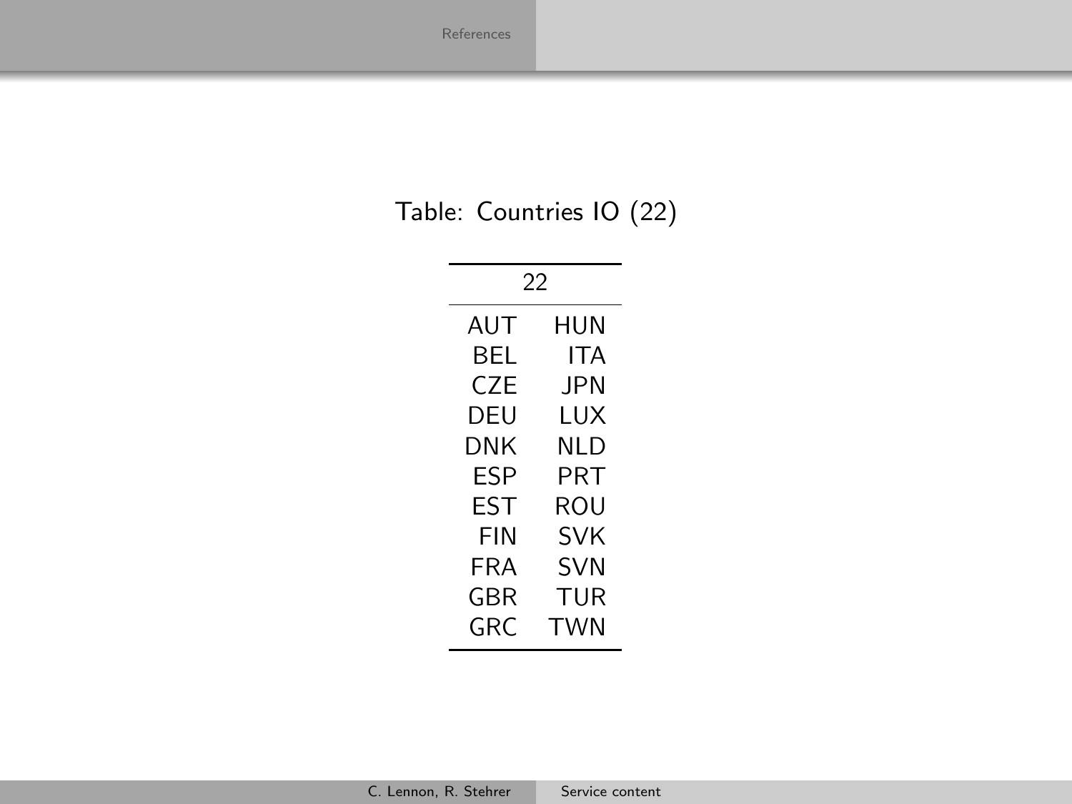Table: Countries IO (22)

| 22 | |
|---|---|
| AUT | HUN |
| BEL | ITA |
| CZE | JPN |
| DEU | LUX |
| DNK | NLD |
| ESP | PRT |
| EST | ROU |
| FIN | SVK |
| FRA | SVN |
| GBR | TUR |
| GRC | TWN |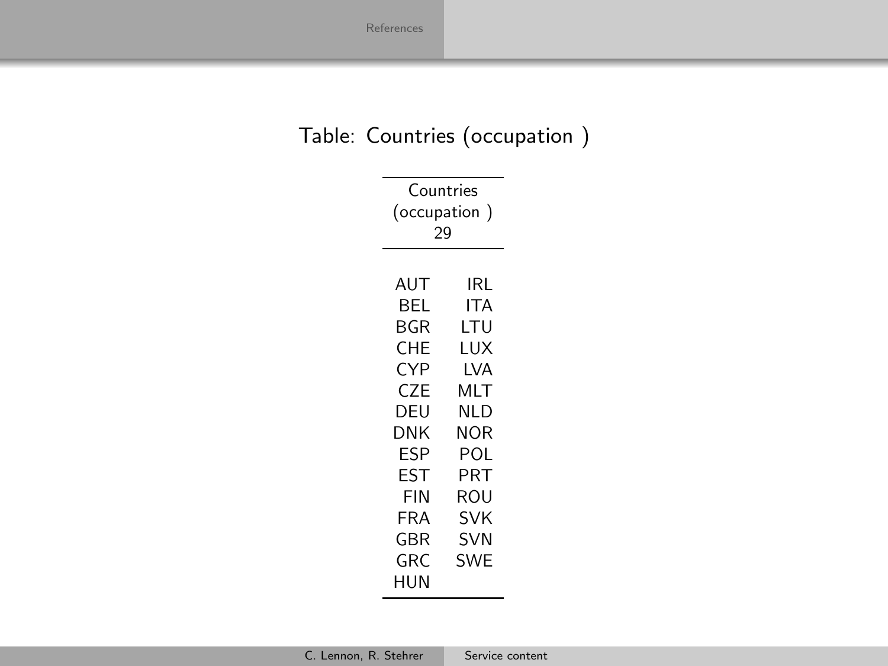Table: Countries (occupation )

| Countries (occupation ) 29 | |
|---|---|
| AUT | IRL |
| BEL | ITA |
| BGR | LTU |
| CHE | LUX |
| CYP | LVA |
| CZE | MLT |
| DEU | NLD |
| DNK | NOR |
| ESP | POL |
| EST | PRT |
| FIN | ROU |
| FRA | SVK |
| GBR | SVN |
| GRC | SWE |
| HUN | |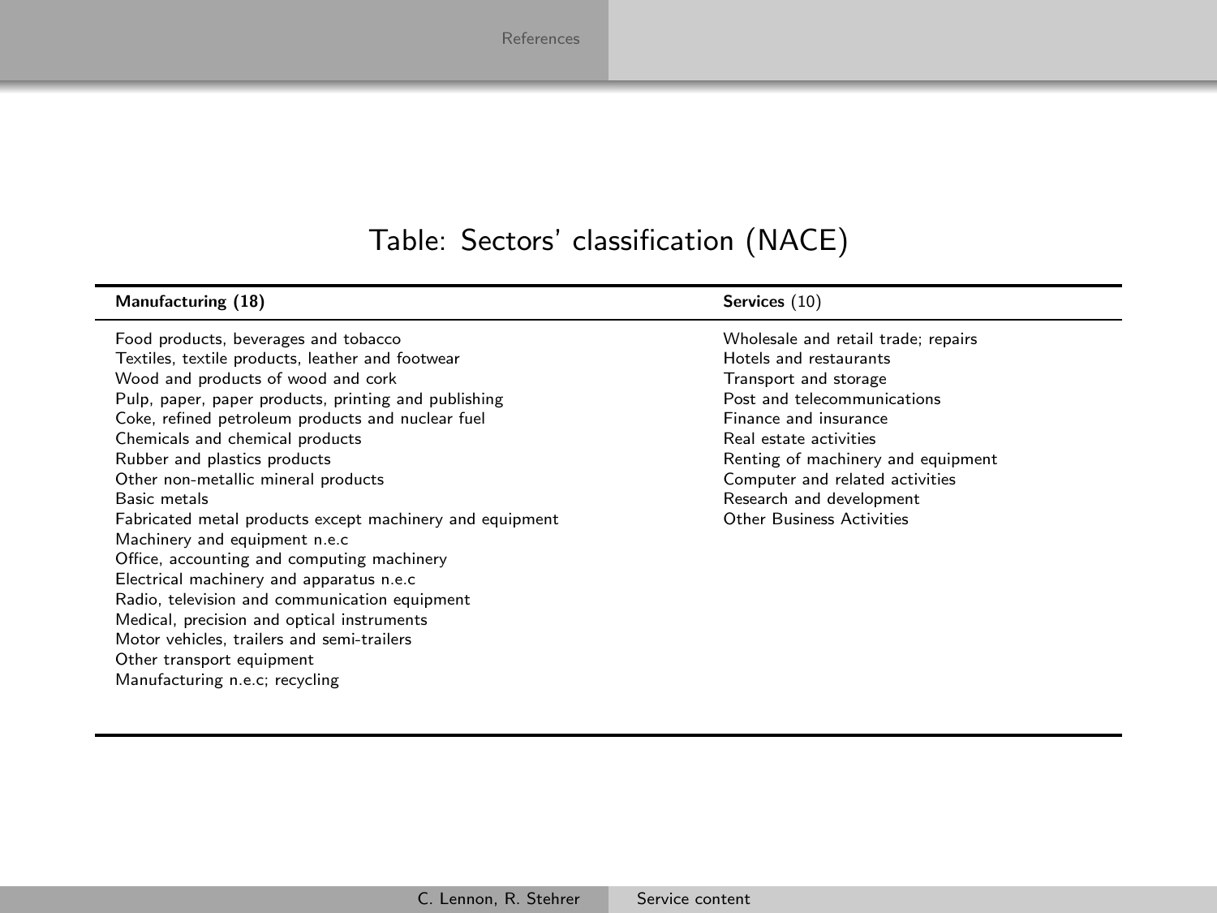Table: Sectors' classification (NACE)

| **Manufacturing (18)** | **Services** (10) |
|---|---|
| Food products, beverages and tobacco | Wholesale and retail trade; repairs |
| Textiles, textile products, leather and footwear | Hotels and restaurants |
| Wood and products of wood and cork | Transport and storage |
| Pulp, paper, paper products, printing and publishing | Post and telecommunications |
| Coke, refined petroleum products and nuclear fuel | Finance and insurance |
| Chemicals and chemical products | Real estate activities |
| Rubber and plastics products | Renting of machinery and equipment |
| Other non-metallic mineral products | Computer and related activities |
| Basic metals | Research and development |
| Fabricated metal products except machinery and equipment | Other Business Activities |
| Machinery and equipment n.e.c | |
| Office, accounting and computing machinery | |
| Electrical machinery and apparatus n.e.c | |
| Radio, television and communication equipment | |
| Medical, precision and optical instruments | |
| Motor vehicles, trailers and semi-trailers | |
| Other transport equipment | |
| Manufacturing n.e.c; recycling | |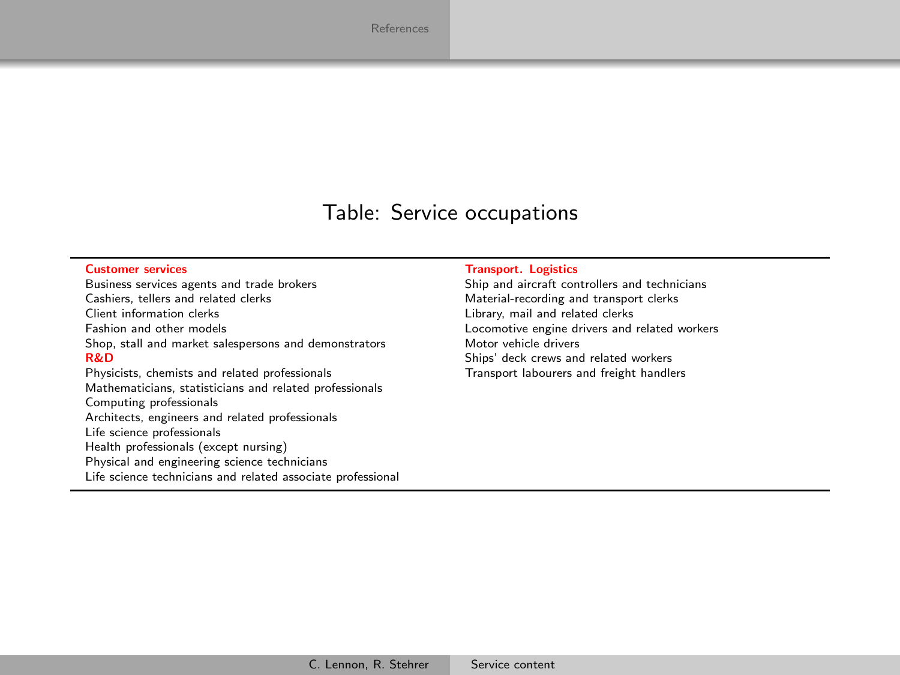Table: Service occupations

| Customer services | Transport. Logistics |
|---|---|
| Business services agents and trade brokers | Ship and aircraft controllers and technicians |
| Cashiers, tellers and related clerks | Material-recording and transport clerks |
| Client information clerks | Library, mail and related clerks |
| Fashion and other models | Locomotive engine drivers and related workers |
| Shop, stall and market salespersons and demonstrators | Motor vehicle drivers |
| **R&D** | Ships' deck crews and related workers |
| Physicists, chemists and related professionals | Transport labourers and freight handlers |
| Mathematicians, statisticians and related professionals | |
| Computing professionals | |
| Architects, engineers and related professionals | |
| Life science professionals | |
| Health professionals (except nursing) | |
| Physical and engineering science technicians | |
| Life science technicians and related associate professional | |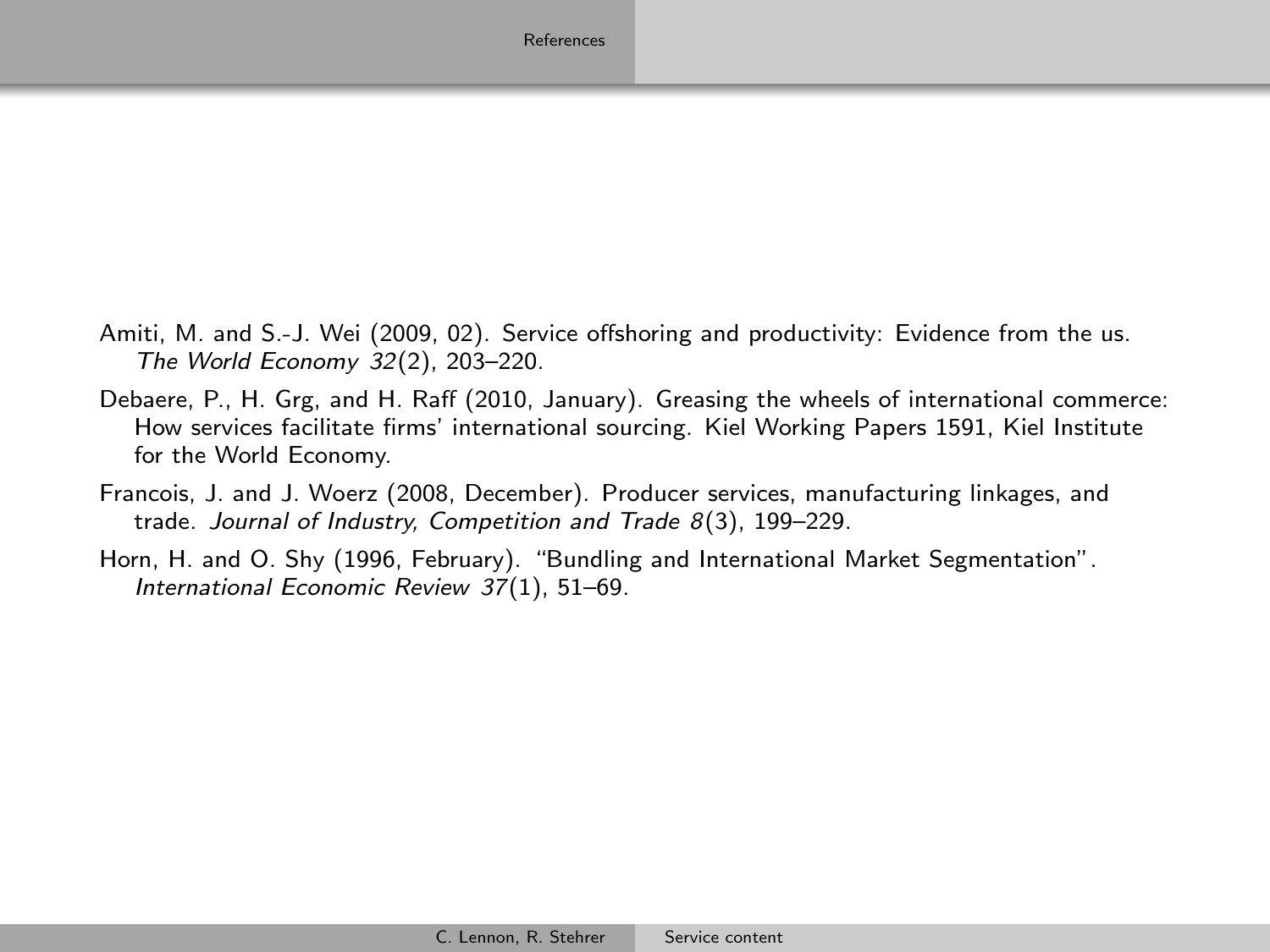Amiti, M. and S.-J. Wei (2009, 02). Service offshoring and productivity: Evidence from the us. *The World Economy 32*(2), 203–220.

Debaere, P., H. Grg, and H. Raff (2010, January). Greasing the wheels of international commerce: How services facilitate firms' international sourcing. Kiel Working Papers 1591, Kiel Institute for the World Economy.

Francois, J. and J. Woerz (2008, December). Producer services, manufacturing linkages, and trade. *Journal of Industry, Competition and Trade 8*(3), 199–229.

Horn, H. and O. Shy (1996, February). "Bundling and International Market Segmentation". *International Economic Review 37*(1), 51–69.